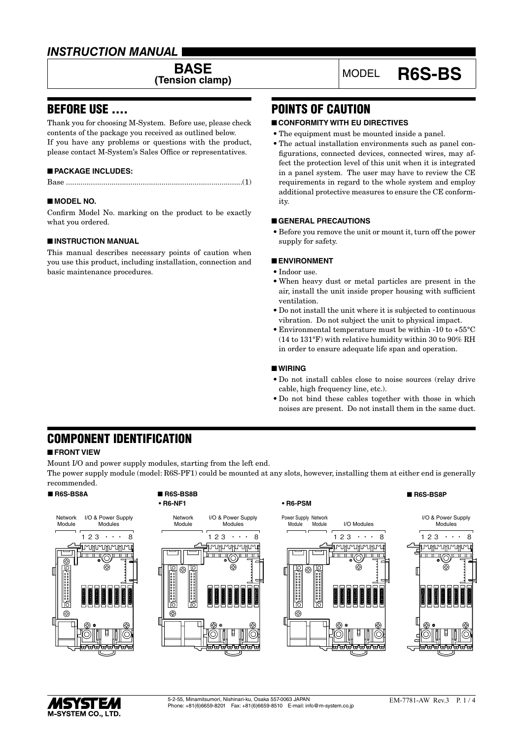# INSTRUCTION MANUAL

## BASE (Tension clamp)

MODEL **R6S-BS**

## BEFORE USE ....

Thank you for choosing M-System. Before use, please check contents of the package you received as outlined below.
If you have any problems or questions with the product, please contact M-System's Sales Office or representatives.

### ■ PACKAGE INCLUDES:

Base ....................................................................................(1)

### ■ MODEL NO.

Confirm Model No. marking on the product to be exactly what you ordered.

### ■ INSTRUCTION MANUAL

This manual describes necessary points of caution when you use this product, including installation, connection and basic maintenance procedures.

## POINTS OF CAUTION

### ■ CONFORMITY WITH EU DIRECTIVES

- The equipment must be mounted inside a panel.
- The actual installation environments such as panel configurations, connected devices, connected wires, may affect the protection level of this unit when it is integrated in a panel system. The user may have to review the CE requirements in regard to the whole system and employ additional protective measures to ensure the CE conformity.

### ■ GENERAL PRECAUTIONS

- Before you remove the unit or mount it, turn off the power supply for safety.

### ■ ENVIRONMENT

- Indoor use.
- When heavy dust or metal particles are present in the air, install the unit inside proper housing with sufficient ventilation.
- Do not install the unit where it is subjected to continuous vibration. Do not subject the unit to physical impact.
- Environmental temperature must be within -10 to +55°C (14 to 131°F) with relative humidity within 30 to 90% RH in order to ensure adequate life span and operation.

### ■ WIRING

- Do not install cables close to noise sources (relay drive cable, high frequency line, etc.).
- Do not bind these cables together with those in which noises are present. Do not install them in the same duct.

## COMPONENT IDENTIFICATION

### ■ FRONT VIEW

Mount I/O and power supply modules, starting from the left end.
The power supply module (model: R6S-PF1) could be mounted at any slots, however, installing them at either end is generally recommended.

■ R6S-BS8A

Network Module | I/O & Power Supply Modules 1 2 3 · · · 8

■ R6S-BS8B

• R6-NF1

Network Module | I/O & Power Supply Modules 1 2 3 · · · 8

• R6-PSM

Power Supply Module | Network Module | I/O Modules 1 2 3 · · · 8

■ R6S-BS8P

I/O & Power Supply Modules 1 2 3 · · · 8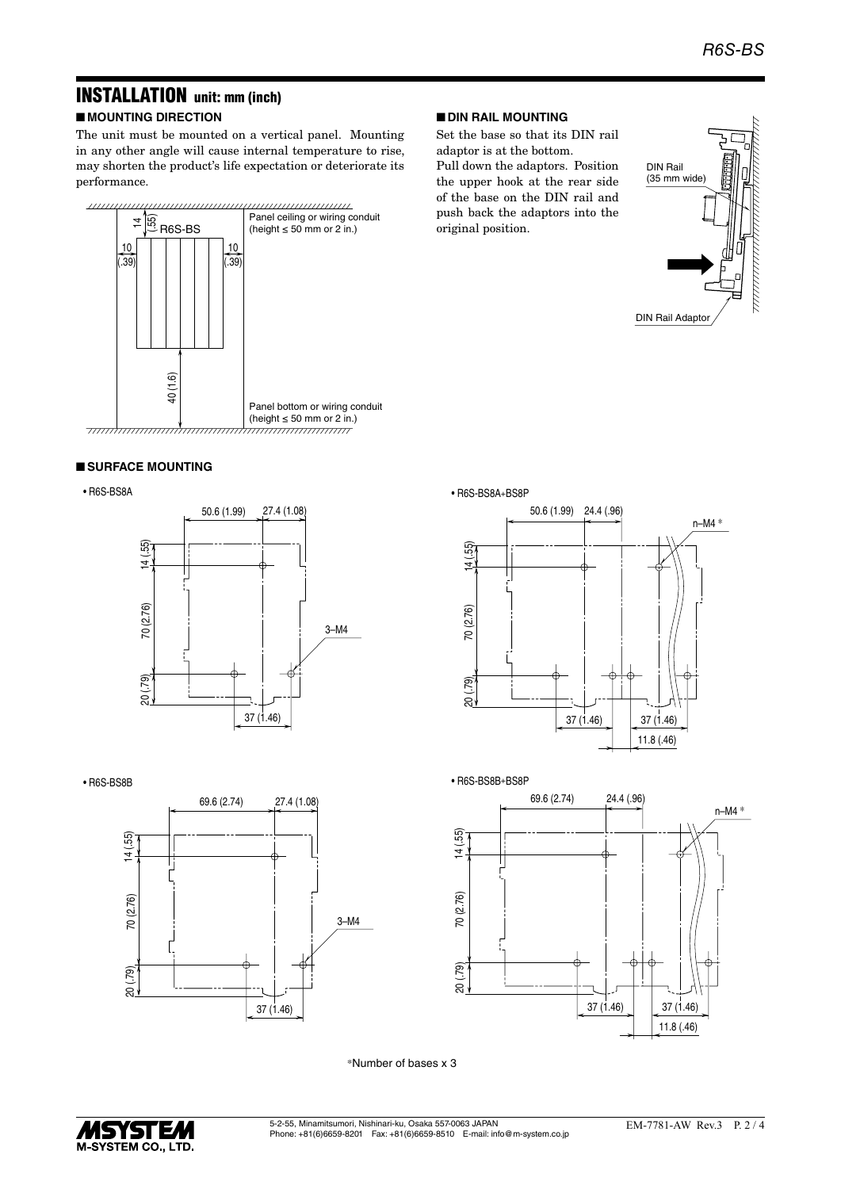## INSTALLATION unit: mm (inch)

### ■ MOUNTING DIRECTION

The unit must be mounted on a vertical panel. Mounting in any other angle will cause internal temperature to rise, may shorten the product's life expectation or deteriorate its performance.

14 (.55)
R6S-BS
10 (.39)
10 (.39)
40 (1.6)
Panel ceiling or wiring conduit (height ≤ 50 mm or 2 in.)
Panel bottom or wiring conduit (height ≤ 50 mm or 2 in.)

### ■ DIN RAIL MOUNTING

Set the base so that its DIN rail adaptor is at the bottom.
Pull down the adaptors. Position the upper hook at the rear side of the base on the DIN rail and push back the adaptors into the original position.

DIN Rail (35 mm wide)
DIN Rail Adaptor

### ■ SURFACE MOUNTING

• R6S-BS8A

50.6 (1.99) 27.4 (1.08)
14 (.55)
70 (2.76)
20 (.79)
3–M4
37 (1.46)

• R6S-BS8A+BS8P

50.6 (1.99) 24.4 (.96)
n–M4 *
14 (.55)
70 (2.76)
20 (.79)
37 (1.46) 37 (1.46)
11.8 (.46)

• R6S-BS8B

69.6 (2.74) 27.4 (1.08)
14 (.55)
70 (2.76)
20 (.79)
3–M4
37 (1.46)

• R6S-BS8B+BS8P

69.6 (2.74) 24.4 (.96)
n–M4 *
14 (.55)
70 (2.76)
20 (.79)
37 (1.46) 37 (1.46)
11.8 (.46)

*Number of bases x 3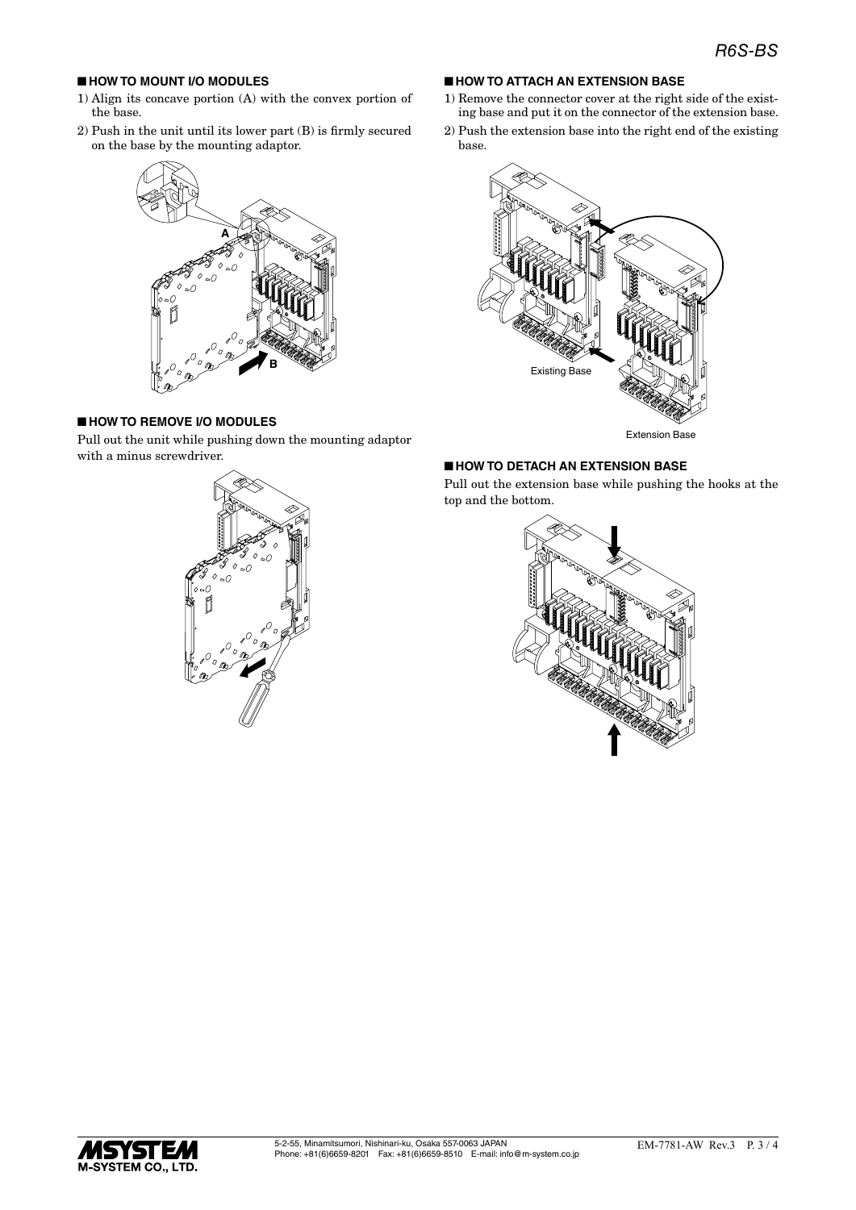## HOW TO MOUNT I/O MODULES

1) Align its concave portion (A) with the convex portion of the base.
2) Push in the unit until its lower part (B) is firmly secured on the base by the mounting adaptor.

## HOW TO REMOVE I/O MODULES

Pull out the unit while pushing down the mounting adaptor with a minus screwdriver.

## HOW TO ATTACH AN EXTENSION BASE

1) Remove the connector cover at the right side of the existing base and put it on the connector of the extension base.
2) Push the extension base into the right end of the existing base.

Existing Base

Extension Base

## HOW TO DETACH AN EXTENSION BASE

Pull out the extension base while pushing the hooks at the top and the bottom.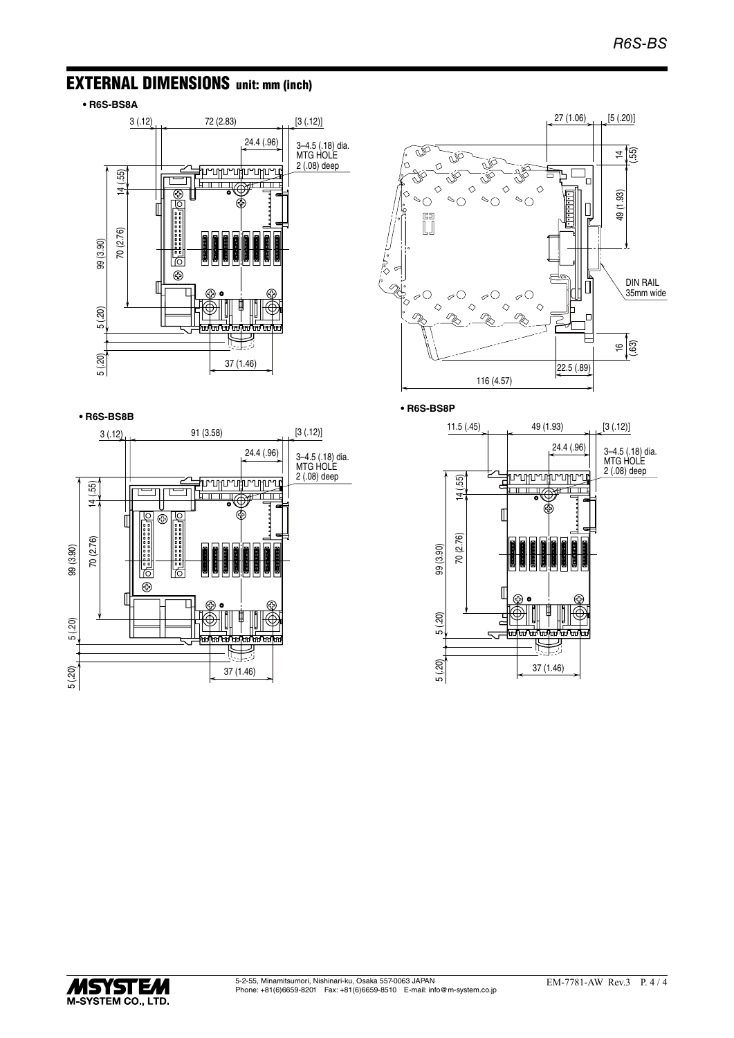## EXTERNAL DIMENSIONS unit: mm (inch)

• R6S-BS8A

3 (.12)
72 (2.83)
[3 (.12)]
24.4 (.96)
3–4.5 (.18) dia.
MTG HOLE
2 (.08) deep
14 (.55)
99 (3.90)
70 (2.76)
5 (.20)
5 (.20)
37 (1.46)

27 (1.06)
[5 (.20)]
14 (.55)
49 (1.93)
DIN RAIL
35mm wide
16 (.63)
22.5 (.89)
116 (4.57)

• R6S-BS8B

3 (.12)
91 (3.58)
[3 (.12)]
24.4 (.96)
3–4.5 (.18) dia.
MTG HOLE
2 (.08) deep
14 (.55)
99 (3.90)
70 (2.76)
5 (.20)
5 (.20)
37 (1.46)

• R6S-BS8P

11.5 (.45)
49 (1.93)
[3 (.12)]
24.4 (.96)
3–4.5 (.18) dia.
MTG HOLE
2 (.08) deep
14 (.55)
99 (3.90)
70 (2.76)
5 (.20)
5 (.20)
37 (1.46)

M-SYSTEM CO., LTD.

5-2-55, Minamitsumori, Nishinari-ku, Osaka 557-0063 JAPAN
Phone: +81(6)6659-8201 Fax: +81(6)6659-8510 E-mail: info@m-system.co.jp

EM-7781-AW Rev.3